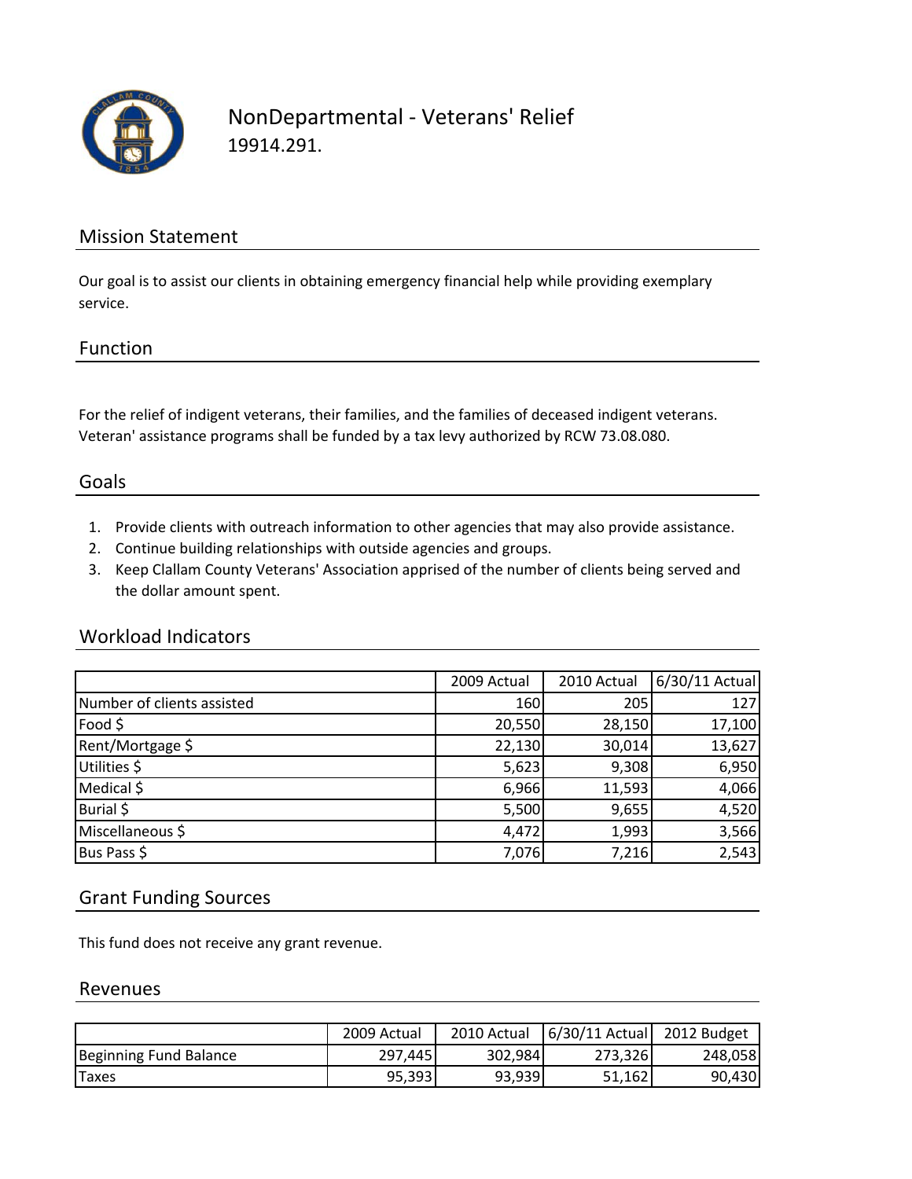# NonDepartmental - Veterans' Relief

19914.291.

## Mission Statement

Our goal is to assist our clients in obtaining emergency financial help while providing exemplary service.

## Function

For the relief of indigent veterans, their families, and the families of deceased indigent veterans. Veteran' assistance programs shall be funded by a tax levy authorized by RCW 73.08.080.

## Goals

1. Provide clients with outreach information to other agencies that may also provide assistance.
2. Continue building relationships with outside agencies and groups.
3. Keep Clallam County Veterans' Association apprised of the number of clients being served and the dollar amount spent.

## Workload Indicators

| | 2009 Actual | 2010 Actual | 6/30/11 Actual |
|---|---|---|---|
| Number of clients assisted | 160 | 205 | 127 |
| Food $ | 20,550 | 28,150 | 17,100 |
| Rent/Mortgage $ | 22,130 | 30,014 | 13,627 |
| Utilities $ | 5,623 | 9,308 | 6,950 |
| Medical $ | 6,966 | 11,593 | 4,066 |
| Burial $ | 5,500 | 9,655 | 4,520 |
| Miscellaneous $ | 4,472 | 1,993 | 3,566 |
| Bus Pass $ | 7,076 | 7,216 | 2,543 |

## Grant Funding Sources

This fund does not receive any grant revenue.

## Revenues

| | 2009 Actual | 2010 Actual | 6/30/11 Actual | 2012 Budget |
|---|---|---|---|---|
| Beginning Fund Balance | 297,445 | 302,984 | 273,326 | 248,058 |
| Taxes | 95,393 | 93,939 | 51,162 | 90,430 |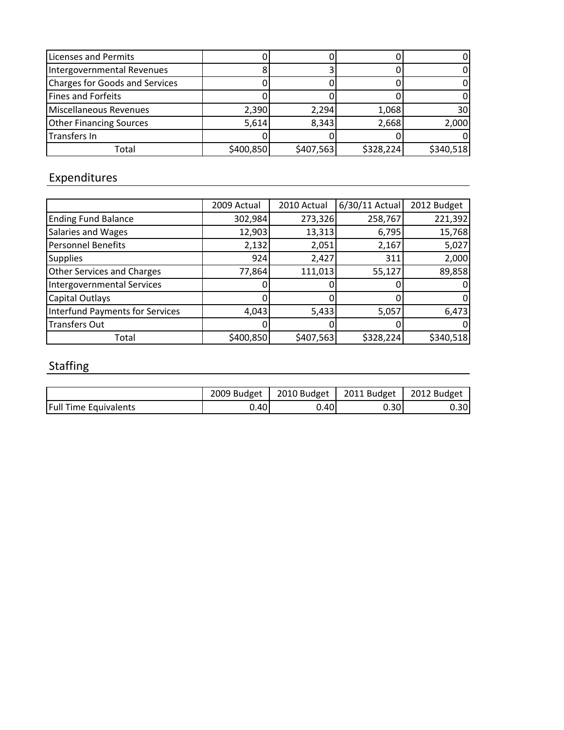| | | | | |
|---|---|---|---|---|
| Licenses and Permits | 0 | 0 | 0 | 0 |
| Intergovernmental Revenues | 8 | 3 | 0 | 0 |
| Charges for Goods and Services | 0 | 0 | 0 | 0 |
| Fines and Forfeits | 0 | 0 | 0 | 0 |
| Miscellaneous Revenues | 2,390 | 2,294 | 1,068 | 30 |
| Other Financing Sources | 5,614 | 8,343 | 2,668 | 2,000 |
| Transfers In | 0 | 0 | 0 | 0 |
| Total | $400,850 | $407,563 | $328,224 | $340,518 |

## Expenditures

| | 2009 Actual | 2010 Actual | 6/30/11 Actual | 2012 Budget |
|---|---|---|---|---|
| Ending Fund Balance | 302,984 | 273,326 | 258,767 | 221,392 |
| Salaries and Wages | 12,903 | 13,313 | 6,795 | 15,768 |
| Personnel Benefits | 2,132 | 2,051 | 2,167 | 5,027 |
| Supplies | 924 | 2,427 | 311 | 2,000 |
| Other Services and Charges | 77,864 | 111,013 | 55,127 | 89,858 |
| Intergovernmental Services | 0 | 0 | 0 | 0 |
| Capital Outlays | 0 | 0 | 0 | 0 |
| Interfund Payments for Services | 4,043 | 5,433 | 5,057 | 6,473 |
| Transfers Out | 0 | 0 | 0 | 0 |
| Total | $400,850 | $407,563 | $328,224 | $340,518 |

## Staffing

| | 2009 Budget | 2010 Budget | 2011 Budget | 2012 Budget |
|---|---|---|---|---|
| Full Time Equivalents | 0.40 | 0.40 | 0.30 | 0.30 |